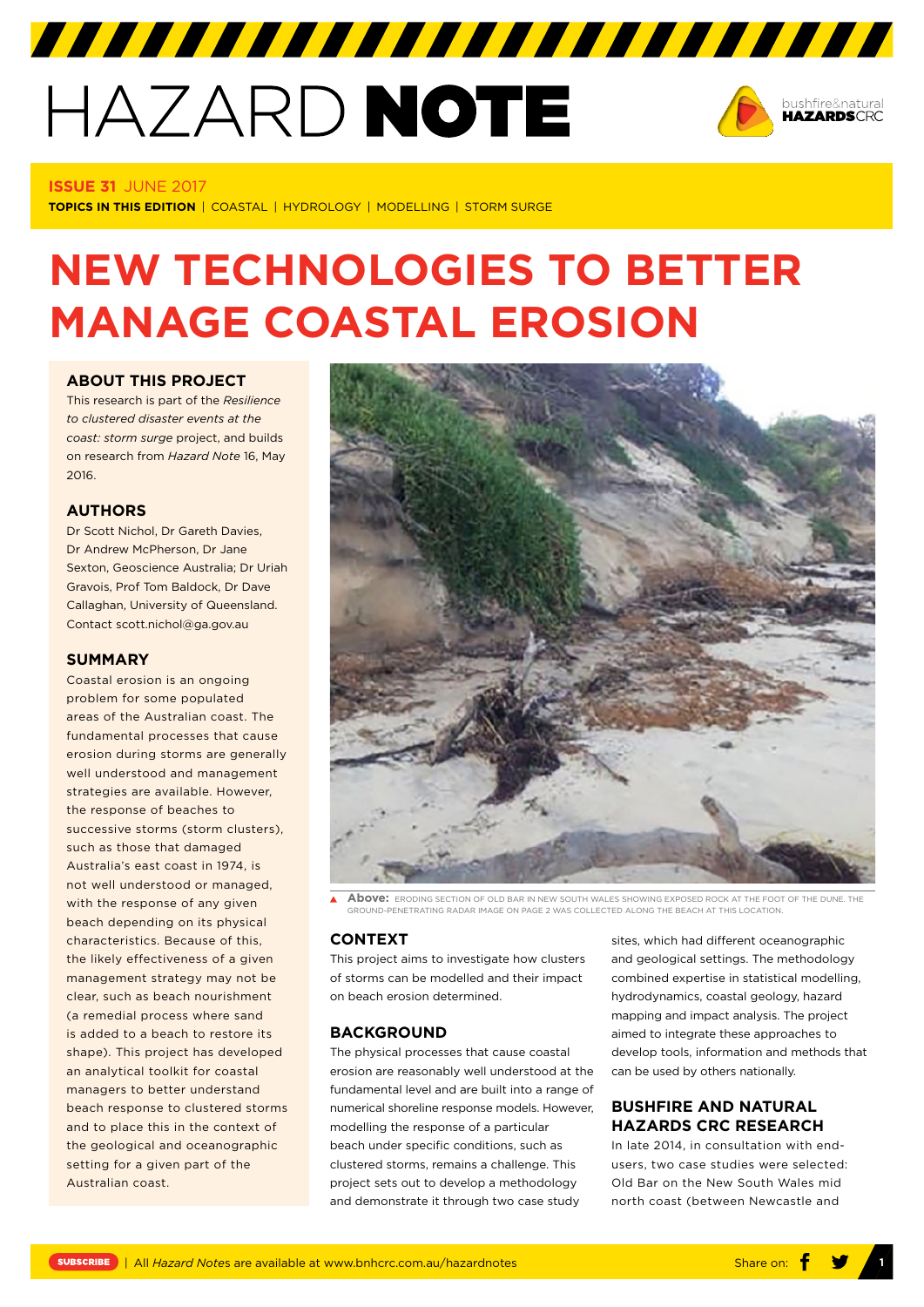# HAZARD NOTE

**ISSUE 31** JUNE 2017

**TOPICS IN THIS EDITION** | COASTAL | HYDROLOGY | MODELLING | STORM SURGE

# NEW TECHNOLOGIES TO BETTER MANAGE COASTAL EROSION

## ABOUT THIS PROJECT

This research is part of the *Resilience to clustered disaster events at the coast: storm surge* project, and builds on research from *Hazard Note* 16, May 2016.

## AUTHORS

Dr Scott Nichol, Dr Gareth Davies, Dr Andrew McPherson, Dr Jane Sexton, Geoscience Australia; Dr Uriah Gravois, Prof Tom Baldock, Dr Dave Callaghan, University of Queensland. Contact scott.nichol@ga.gov.au

## SUMMARY

Coastal erosion is an ongoing problem for some populated areas of the Australian coast. The fundamental processes that cause erosion during storms are generally well understood and management strategies are available. However, the response of beaches to successive storms (storm clusters), such as those that damaged Australia's east coast in 1974, is not well understood or managed, with the response of any given beach depending on its physical characteristics. Because of this, the likely effectiveness of a given management strategy may not be clear, such as beach nourishment (a remedial process where sand is added to a beach to restore its shape). This project has developed an analytical toolkit for coastal managers to better understand beach response to clustered storms and to place this in the context of the geological and oceanographic setting for a given part of the Australian coast.

**Above:** ERODING SECTION OF OLD BAR IN NEW SOUTH WALES SHOWING EXPOSED ROCK AT THE FOOT OF THE DUNE. THE GROUND-PENETRATING RADAR IMAGE ON PAGE 2 WAS COLLECTED ALONG THE BEACH AT THIS LOCATION.

## CONTEXT

This project aims to investigate how clusters of storms can be modelled and their impact on beach erosion determined.

## BACKGROUND

The physical processes that cause coastal erosion are reasonably well understood at the fundamental level and are built into a range of numerical shoreline response models. However, modelling the response of a particular beach under specific conditions, such as clustered storms, remains a challenge. This project sets out to develop a methodology and demonstrate it through two case study sites, which had different oceanographic and geological settings. The methodology combined expertise in statistical modelling, hydrodynamics, coastal geology, hazard mapping and impact analysis. The project aimed to integrate these approaches to develop tools, information and methods that can be used by others nationally.

## BUSHFIRE AND NATURAL HAZARDS CRC RESEARCH

In late 2014, in consultation with end-users, two case studies were selected: Old Bar on the New South Wales mid north coast (between Newcastle and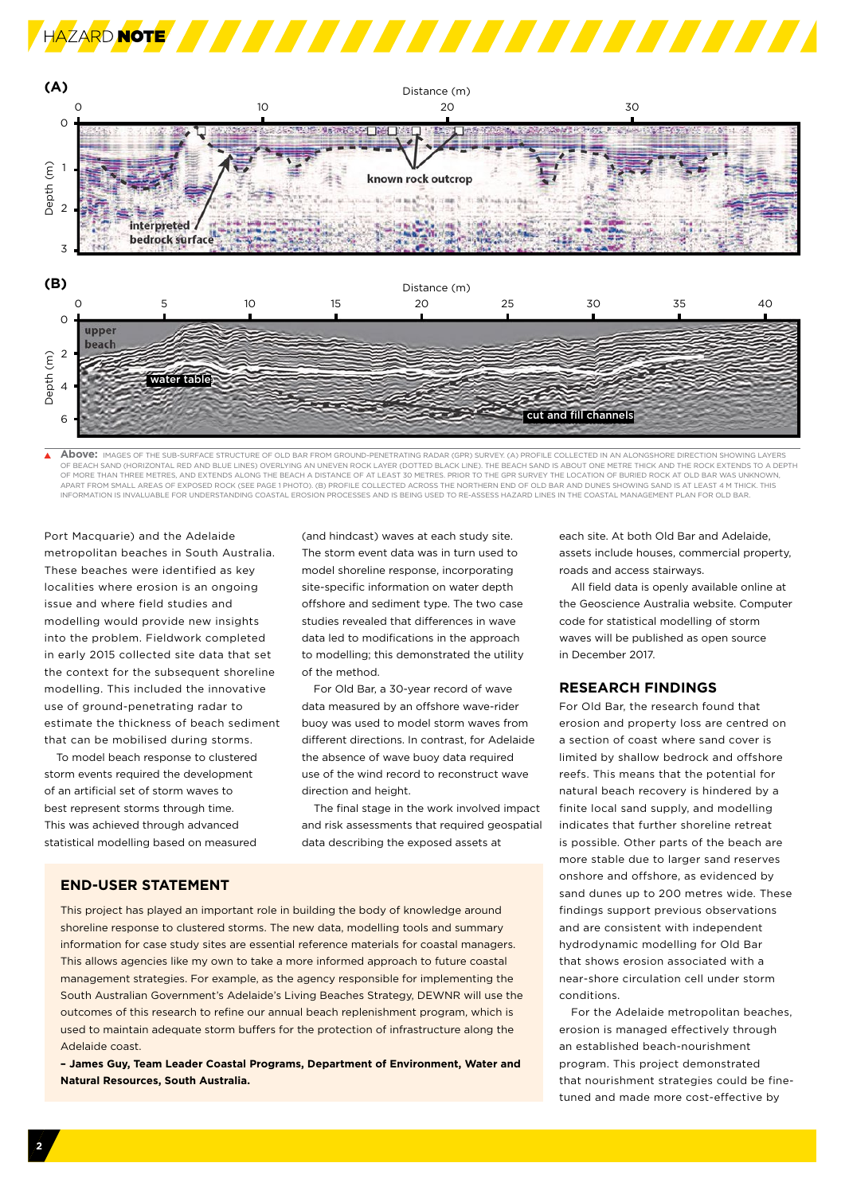**Above:** IMAGES OF THE SUB-SURFACE STRUCTURE OF OLD BAR FROM GROUND-PENETRATING RADAR (GPR) SURVEY. (A) PROFILE COLLECTED IN AN ALONGSHORE DIRECTION SHOWING LAYERS OF BEACH SAND (HORIZONTAL RED AND BLUE LINES) OVERLYING AN UNEVEN ROCK LAYER (DOTTED BLACK LINE). THE BEACH SAND IS ABOUT ONE METRE THICK AND THE ROCK EXTENDS TO A DEPTH OF MORE THAN THREE METRES, AND EXTENDS ALONG THE BEACH A DISTANCE OF AT LEAST 30 METRES. PRIOR TO THE GPR SURVEY THE LOCATION OF BURIED ROCK AT OLD BAR WAS UNKNOWN, APART FROM SMALL AREAS OF EXPOSED ROCK (SEE PAGE 1 PHOTO). (B) PROFILE COLLECTED ACROSS THE NORTHERN END OF OLD BAR AND DUNES SHOWING SAND IS AT LEAST 4 M THICK. THIS INFORMATION IS INVALUABLE FOR UNDERSTANDING COASTAL EROSION PROCESSES AND IS BEING USED TO RE-ASSESS HAZARD LINES IN THE COASTAL MANAGEMENT PLAN FOR OLD BAR.

Port Macquarie) and the Adelaide metropolitan beaches in South Australia. These beaches were identified as key localities where erosion is an ongoing issue and where field studies and modelling would provide new insights into the problem. Fieldwork completed in early 2015 collected site data that set the context for the subsequent shoreline modelling. This included the innovative use of ground-penetrating radar to estimate the thickness of beach sediment that can be mobilised during storms.

To model beach response to clustered storm events required the development of an artificial set of storm waves to best represent storms through time. This was achieved through advanced statistical modelling based on measured (and hindcast) waves at each study site. The storm event data was in turn used to model shoreline response, incorporating site-specific information on water depth offshore and sediment type. The two case studies revealed that differences in wave data led to modifications in the approach to modelling; this demonstrated the utility of the method.

For Old Bar, a 30-year record of wave data measured by an offshore wave-rider buoy was used to model storm waves from different directions. In contrast, for Adelaide the absence of wave buoy data required use of the wind record to reconstruct wave direction and height.

The final stage in the work involved impact and risk assessments that required geospatial data describing the exposed assets at each site. At both Old Bar and Adelaide, assets include houses, commercial property, roads and access stairways.

All field data is openly available online at the Geoscience Australia website. Computer code for statistical modelling of storm waves will be published as open source in December 2017.

## END-USER STATEMENT

This project has played an important role in building the body of knowledge around shoreline response to clustered storms. The new data, modelling tools and summary information for case study sites are essential reference materials for coastal managers. This allows agencies like my own to take a more informed approach to future coastal management strategies. For example, as the agency responsible for implementing the South Australian Government's Adelaide's Living Beaches Strategy, DEWNR will use the outcomes of this research to refine our annual beach replenishment program, which is used to maintain adequate storm buffers for the protection of infrastructure along the Adelaide coast.

**– James Guy, Team Leader Coastal Programs, Department of Environment, Water and Natural Resources, South Australia.**

## RESEARCH FINDINGS

For Old Bar, the research found that erosion and property loss are centred on a section of coast where sand cover is limited by shallow bedrock and offshore reefs. This means that the potential for natural beach recovery is hindered by a finite local sand supply, and modelling indicates that further shoreline retreat is possible. Other parts of the beach are more stable due to larger sand reserves onshore and offshore, as evidenced by sand dunes up to 200 metres wide. These findings support previous observations and are consistent with independent hydrodynamic modelling for Old Bar that shows erosion associated with a near-shore circulation cell under storm conditions.

For the Adelaide metropolitan beaches, erosion is managed effectively through an established beach-nourishment program. This project demonstrated that nourishment strategies could be fine-tuned and made more cost-effective by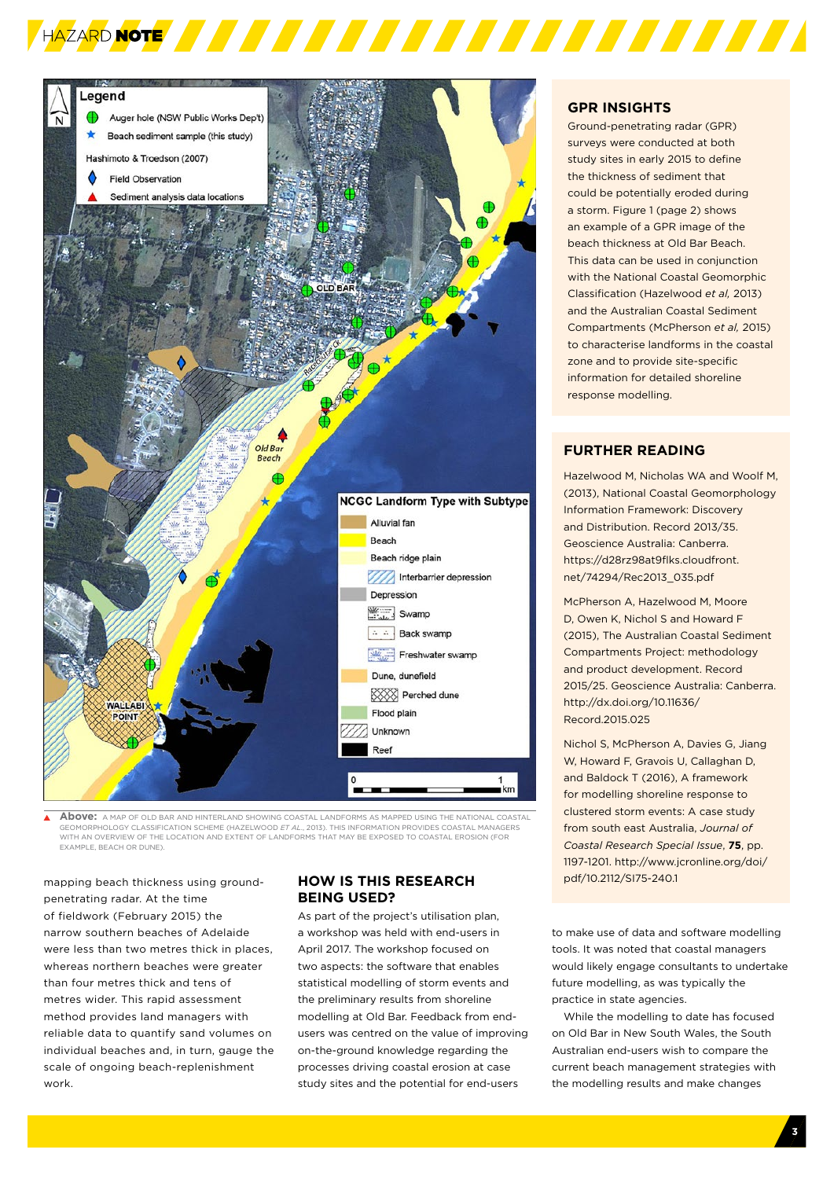Above: A MAP OF OLD BAR AND HINTERLAND SHOWING COASTAL LANDFORMS AS MAPPED USING THE NATIONAL COASTAL GEOMORPHOLOGY CLASSIFICATION SCHEME (HAZELWOOD *ET AL.*, 2013). THIS INFORMATION PROVIDES COASTAL MANAGERS WITH AN OVERVIEW OF THE LOCATION AND EXTENT OF LANDFORMS THAT MAY BE EXPOSED TO COASTAL EROSION (FOR EXAMPLE, BEACH OR DUNE).

mapping beach thickness using ground-penetrating radar. At the time of fieldwork (February 2015) the narrow southern beaches of Adelaide were less than two metres thick in places, whereas northern beaches were greater than four metres thick and tens of metres wider. This rapid assessment method provides land managers with reliable data to quantify sand volumes on individual beaches and, in turn, gauge the scale of ongoing beach-replenishment work.

## HOW IS THIS RESEARCH BEING USED?

As part of the project's utilisation plan, a workshop was held with end-users in April 2017. The workshop focused on two aspects: the software that enables statistical modelling of storm events and the preliminary results from shoreline modelling at Old Bar. Feedback from end-users was centred on the value of improving on-the-ground knowledge regarding the processes driving coastal erosion at case study sites and the potential for end-users to make use of data and software modelling tools. It was noted that coastal managers would likely engage consultants to undertake future modelling, as was typically the practice in state agencies.

While the modelling to date has focused on Old Bar in New South Wales, the South Australian end-users wish to compare the current beach management strategies with the modelling results and make changes

## GPR INSIGHTS

Ground-penetrating radar (GPR) surveys were conducted at both study sites in early 2015 to define the thickness of sediment that could be potentially eroded during a storm. Figure 1 (page 2) shows an example of a GPR image of the beach thickness at Old Bar Beach. This data can be used in conjunction with the National Coastal Geomorphic Classification (Hazelwood *et al*, 2013) and the Australian Coastal Sediment Compartments (McPherson *et al*, 2015) to characterise landforms in the coastal zone and to provide site-specific information for detailed shoreline response modelling.

## FURTHER READING

Hazelwood M, Nicholas WA and Woolf M, (2013), National Coastal Geomorphology Information Framework: Discovery and Distribution. Record 2013/35. Geoscience Australia: Canberra. https://d28rz98at9flks.cloudfront.net/74294/Rec2013_035.pdf

McPherson A, Hazelwood M, Moore D, Owen K, Nichol S and Howard F (2015), The Australian Coastal Sediment Compartments Project: methodology and product development. Record 2015/25. Geoscience Australia: Canberra. http://dx.doi.org/10.11636/Record.2015.025

Nichol S, McPherson A, Davies G, Jiang W, Howard F, Gravois U, Callaghan D, and Baldock T (2016), A framework for modelling shoreline response to clustered storm events: A case study from south east Australia, *Journal of Coastal Research Special Issue*, **75**, pp. 1197-1201. http://www.jcronline.org/doi/pdf/10.2112/SI75-240.1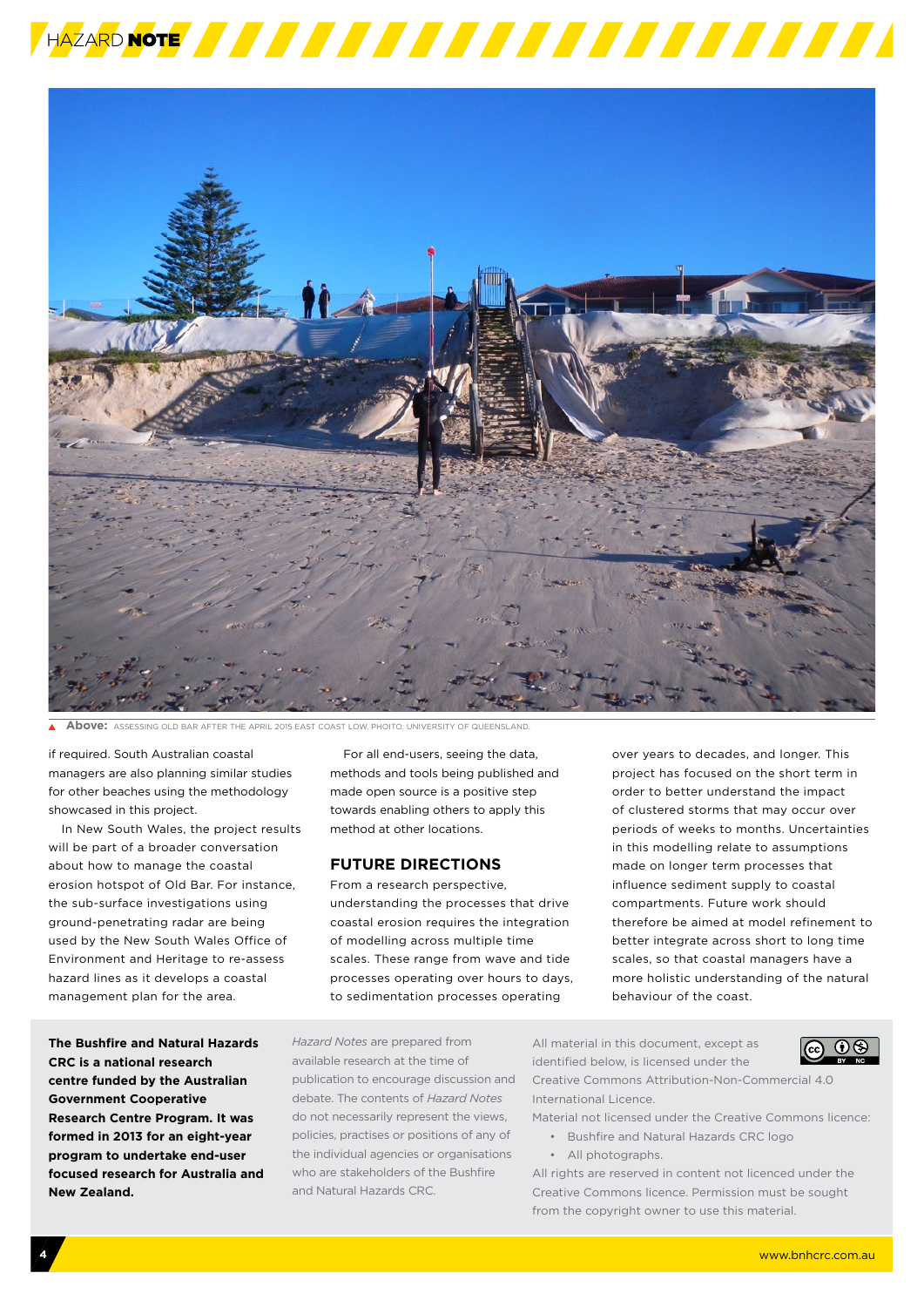Above: ASSESSING OLD BAR AFTER THE APRIL 2015 EAST COAST LOW. PHOTO: UNIVERSITY OF QUEENSLAND.

if required. South Australian coastal managers are also planning similar studies for other beaches using the methodology showcased in this project.

In New South Wales, the project results will be part of a broader conversation about how to manage the coastal erosion hotspot of Old Bar. For instance, the sub-surface investigations using ground-penetrating radar are being used by the New South Wales Office of Environment and Heritage to re-assess hazard lines as it develops a coastal management plan for the area.

For all end-users, seeing the data, methods and tools being published and made open source is a positive step towards enabling others to apply this method at other locations.

## FUTURE DIRECTIONS

From a research perspective, understanding the processes that drive coastal erosion requires the integration of modelling across multiple time scales. These range from wave and tide processes operating over hours to days, to sedimentation processes operating over years to decades, and longer. This project has focused on the short term in order to better understand the impact of clustered storms that may occur over periods of weeks to months. Uncertainties in this modelling relate to assumptions made on longer term processes that influence sediment supply to coastal compartments. Future work should therefore be aimed at model refinement to better integrate across short to long time scales, so that coastal managers have a more holistic understanding of the natural behaviour of the coast.

**The Bushfire and Natural Hazards CRC is a national research centre funded by the Australian Government Cooperative Research Centre Program. It was formed in 2013 for an eight-year program to undertake end-user focused research for Australia and New Zealand.**

*Hazard Notes* are prepared from available research at the time of publication to encourage discussion and debate. The contents of *Hazard Notes* do not necessarily represent the views, policies, practises or positions of any of the individual agencies or organisations who are stakeholders of the Bushfire and Natural Hazards CRC.

All material in this document, except as identified below, is licensed under the Creative Commons Attribution-Non-Commercial 4.0 International Licence.

Material not licensed under the Creative Commons licence:

- Bushfire and Natural Hazards CRC logo
- All photographs.

All rights are reserved in content not licenced under the Creative Commons licence. Permission must be sought from the copyright owner to use this material.

www.bnhcrc.com.au